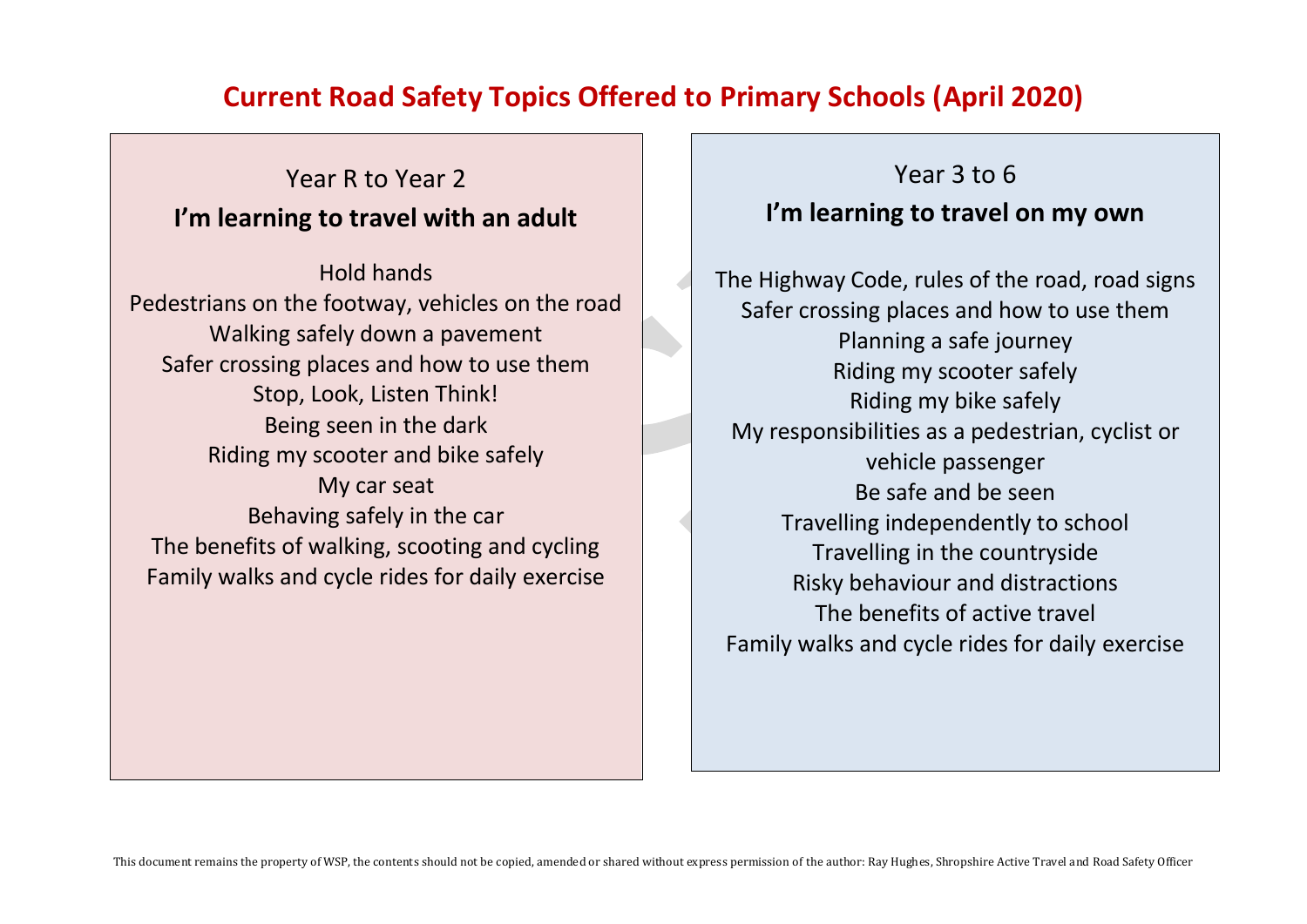# Current Road Safety Topics Offered to Primary Schools (April 2020)

## Year R to Year 2

### I'm learning to travel with an adult

Hold hands
Pedestrians on the footway, vehicles on the road
Walking safely down a pavement
Safer crossing places and how to use them
Stop, Look, Listen Think!
Being seen in the dark
Riding my scooter and bike safely
My car seat
Behaving safely in the car
The benefits of walking, scooting and cycling
Family walks and cycle rides for daily exercise

## Year 3 to 6

### I'm learning to travel on my own

The Highway Code, rules of the road, road signs
Safer crossing places and how to use them
Planning a safe journey
Riding my scooter safely
Riding my bike safely
My responsibilities as a pedestrian, cyclist or vehicle passenger
Be safe and be seen
Travelling independently to school
Travelling in the countryside
Risky behaviour and distractions
The benefits of active travel
Family walks and cycle rides for daily exercise

This document remains the property of WSP, the contents should not be copied, amended or shared without express permission of the author: Ray Hughes, Shropshire Active Travel and Road Safety Officer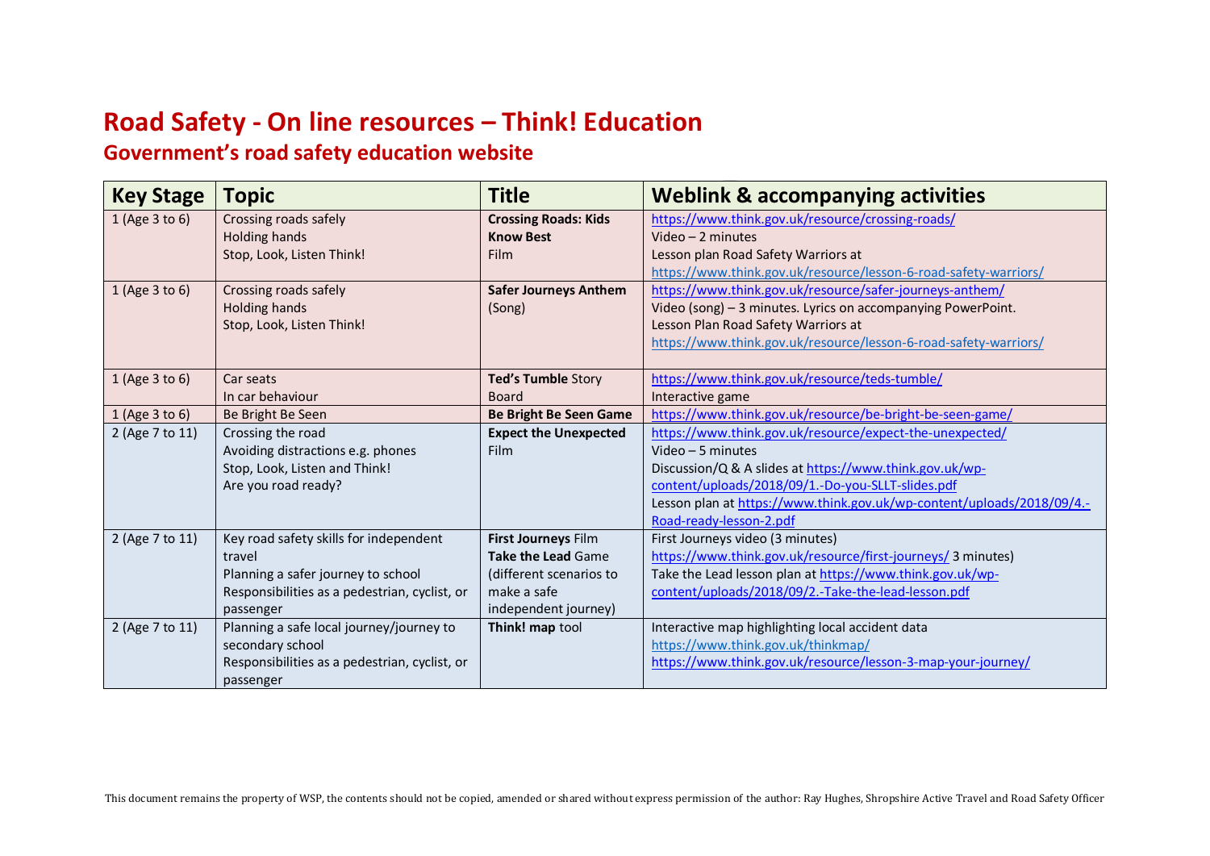# Road Safety - On line resources – Think! Education

## Government's road safety education website

| Key Stage | Topic | Title | Weblink & accompanying activities |
|---|---|---|---|
| 1 (Age 3 to 6) | Crossing roads safely<br>Holding hands<br>Stop, Look, Listen Think! | **Crossing Roads: Kids Know Best**<br>Film | https://www.think.gov.uk/resource/crossing-roads/<br>Video – 2 minutes<br>Lesson plan Road Safety Warriors at<br>https://www.think.gov.uk/resource/lesson-6-road-safety-warriors/ |
| 1 (Age 3 to 6) | Crossing roads safely<br>Holding hands<br>Stop, Look, Listen Think! | **Safer Journeys Anthem**<br>(Song) | https://www.think.gov.uk/resource/safer-journeys-anthem/<br>Video (song) – 3 minutes. Lyrics on accompanying PowerPoint.<br>Lesson Plan Road Safety Warriors at<br>https://www.think.gov.uk/resource/lesson-6-road-safety-warriors/ |
| 1 (Age 3 to 6) | Car seats<br>In car behaviour | **Ted's Tumble** Story Board | https://www.think.gov.uk/resource/teds-tumble/<br>Interactive game |
| 1 (Age 3 to 6) | Be Bright Be Seen | **Be Bright Be Seen Game** | https://www.think.gov.uk/resource/be-bright-be-seen-game/ |
| 2 (Age 7 to 11) | Crossing the road<br>Avoiding distractions e.g. phones<br>Stop, Look, Listen and Think!<br>Are you road ready? | **Expect the Unexpected**<br>Film | https://www.think.gov.uk/resource/expect-the-unexpected/<br>Video – 5 minutes<br>Discussion/Q & A slides at https://www.think.gov.uk/wp-content/uploads/2018/09/1.-Do-you-SLLT-slides.pdf<br>Lesson plan at https://www.think.gov.uk/wp-content/uploads/2018/09/4.-Road-ready-lesson-2.pdf |
| 2 (Age 7 to 11) | Key road safety skills for independent travel<br>Planning a safer journey to school<br>Responsibilities as a pedestrian, cyclist, or passenger | **First Journeys** Film<br>**Take the Lead** Game (different scenarios to make a safe independent journey) | First Journeys video (3 minutes)<br>https://www.think.gov.uk/resource/first-journeys/ 3 minutes)<br>Take the Lead lesson plan at https://www.think.gov.uk/wp-content/uploads/2018/09/2.-Take-the-lead-lesson.pdf |
| 2 (Age 7 to 11) | Planning a safe local journey/journey to secondary school<br>Responsibilities as a pedestrian, cyclist, or passenger | **Think! map** tool | Interactive map highlighting local accident data<br>https://www.think.gov.uk/thinkmap/<br>https://www.think.gov.uk/resource/lesson-3-map-your-journey/ |

This document remains the property of WSP, the contents should not be copied, amended or shared without express permission of the author: Ray Hughes, Shropshire Active Travel and Road Safety Officer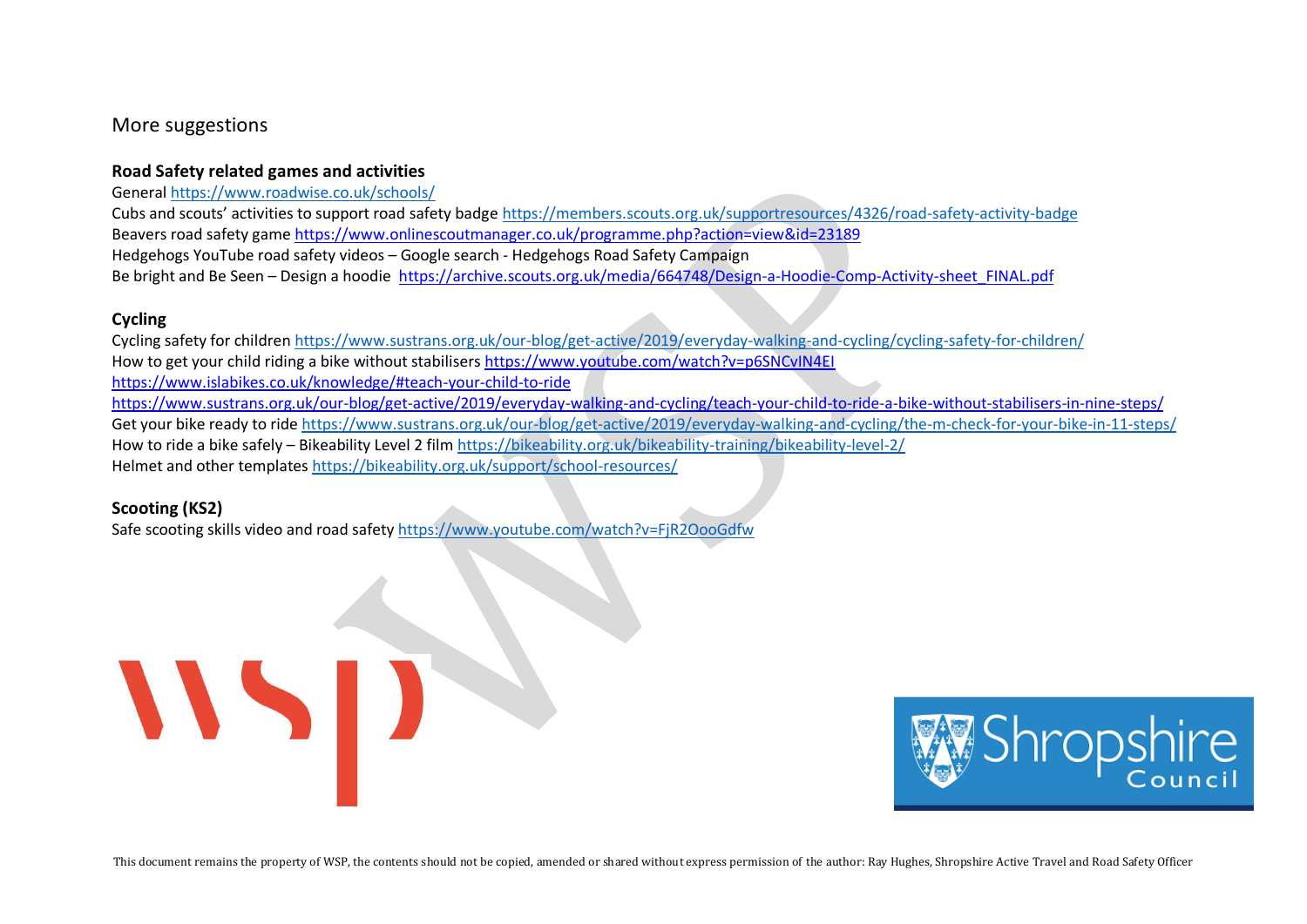More suggestions

## Road Safety related games and activities

General https://www.roadwise.co.uk/schools/
Cubs and scouts' activities to support road safety badge https://members.scouts.org.uk/supportresources/4326/road-safety-activity-badge
Beavers road safety game https://www.onlinescoutmanager.co.uk/programme.php?action=view&id=23189
Hedgehogs YouTube road safety videos – Google search - Hedgehogs Road Safety Campaign
Be bright and Be Seen – Design a hoodie https://archive.scouts.org.uk/media/664748/Design-a-Hoodie-Comp-Activity-sheet_FINAL.pdf

## Cycling

Cycling safety for children https://www.sustrans.org.uk/our-blog/get-active/2019/everyday-walking-and-cycling/cycling-safety-for-children/
How to get your child riding a bike without stabilisers https://www.youtube.com/watch?v=p6SNCvIN4EI
https://www.islabikes.co.uk/knowledge/#teach-your-child-to-ride
https://www.sustrans.org.uk/our-blog/get-active/2019/everyday-walking-and-cycling/teach-your-child-to-ride-a-bike-without-stabilisers-in-nine-steps/
Get your bike ready to ride https://www.sustrans.org.uk/our-blog/get-active/2019/everyday-walking-and-cycling/the-m-check-for-your-bike-in-11-steps/
How to ride a bike safely – Bikeability Level 2 film https://bikeability.org.uk/bikeability-training/bikeability-level-2/
Helmet and other templates https://bikeability.org.uk/support/school-resources/

## Scooting (KS2)

Safe scooting skills video and road safety https://www.youtube.com/watch?v=FjR2OooGdfw

This document remains the property of WSP, the contents should not be copied, amended or shared without express permission of the author: Ray Hughes, Shropshire Active Travel and Road Safety Officer